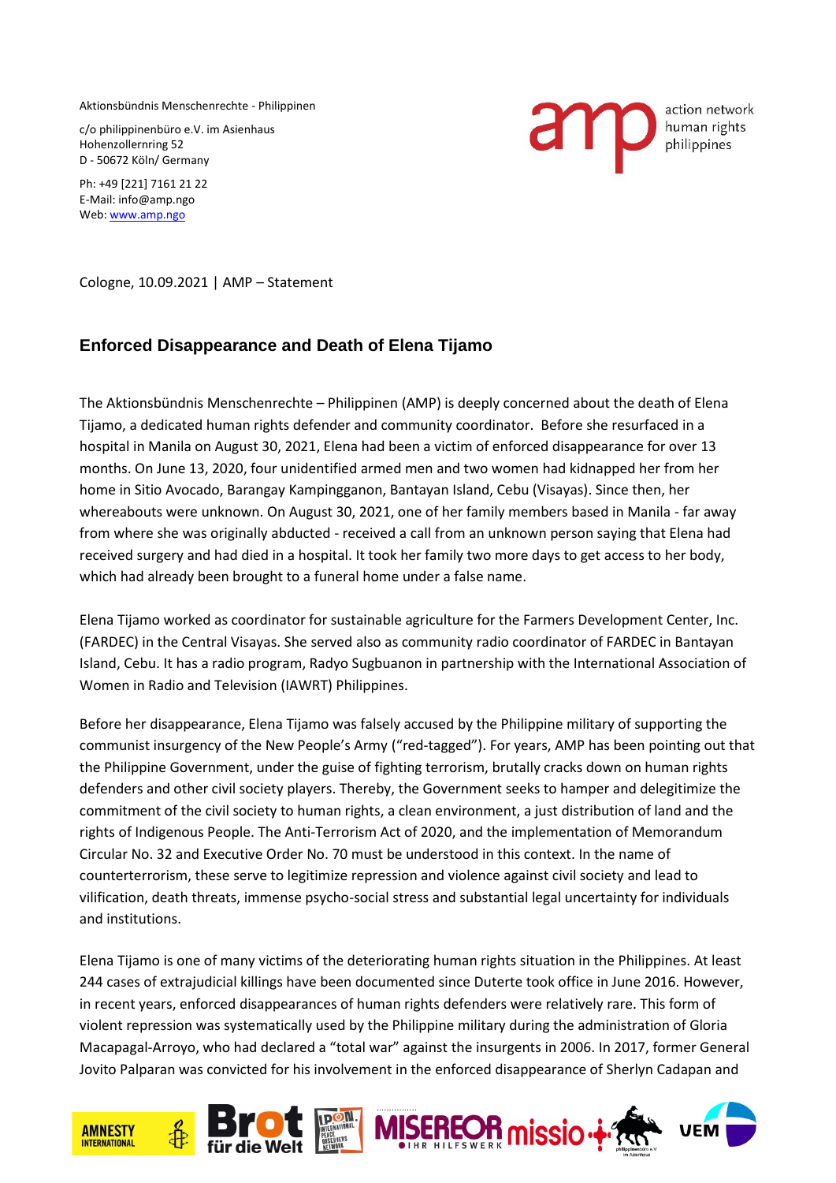Aktionsbündnis Menschenrechte - Philippinen

c/o philippinenbüro e.V. im Asienhaus
Hohenzollernring 52
D - 50672 Köln/ Germany

Ph: +49 [221] 7161 21 22
E-Mail: info@amp.ngo
Web: www.amp.ngo

amp action network human rights philippines

Cologne, 10.09.2021 | AMP – Statement

## Enforced Disappearance and Death of Elena Tijamo

The Aktionsbündnis Menschenrechte – Philippinen (AMP) is deeply concerned about the death of Elena Tijamo, a dedicated human rights defender and community coordinator. Before she resurfaced in a hospital in Manila on August 30, 2021, Elena had been a victim of enforced disappearance for over 13 months. On June 13, 2020, four unidentified armed men and two women had kidnapped her from her home in Sitio Avocado, Barangay Kampingganon, Bantayan Island, Cebu (Visayas). Since then, her whereabouts were unknown. On August 30, 2021, one of her family members based in Manila - far away from where she was originally abducted - received a call from an unknown person saying that Elena had received surgery and had died in a hospital. It took her family two more days to get access to her body, which had already been brought to a funeral home under a false name.

Elena Tijamo worked as coordinator for sustainable agriculture for the Farmers Development Center, Inc. (FARDEC) in the Central Visayas. She served also as community radio coordinator of FARDEC in Bantayan Island, Cebu. It has a radio program, Radyo Sugbuanon in partnership with the International Association of Women in Radio and Television (IAWRT) Philippines.

Before her disappearance, Elena Tijamo was falsely accused by the Philippine military of supporting the communist insurgency of the New People's Army ("red-tagged"). For years, AMP has been pointing out that the Philippine Government, under the guise of fighting terrorism, brutally cracks down on human rights defenders and other civil society players. Thereby, the Government seeks to hamper and delegitimize the commitment of the civil society to human rights, a clean environment, a just distribution of land and the rights of Indigenous People. The Anti-Terrorism Act of 2020, and the implementation of Memorandum Circular No. 32 and Executive Order No. 70 must be understood in this context. In the name of counterterrorism, these serve to legitimize repression and violence against civil society and lead to vilification, death threats, immense psycho-social stress and substantial legal uncertainty for individuals and institutions.

Elena Tijamo is one of many victims of the deteriorating human rights situation in the Philippines. At least 244 cases of extrajudicial killings have been documented since Duterte took office in June 2016. However, in recent years, enforced disappearances of human rights defenders were relatively rare. This form of violent repression was systematically used by the Philippine military during the administration of Gloria Macapagal-Arroyo, who had declared a "total war" against the insurgents in 2006. In 2017, former General Jovito Palparan was convicted for his involvement in the enforced disappearance of Sherlyn Cadapan and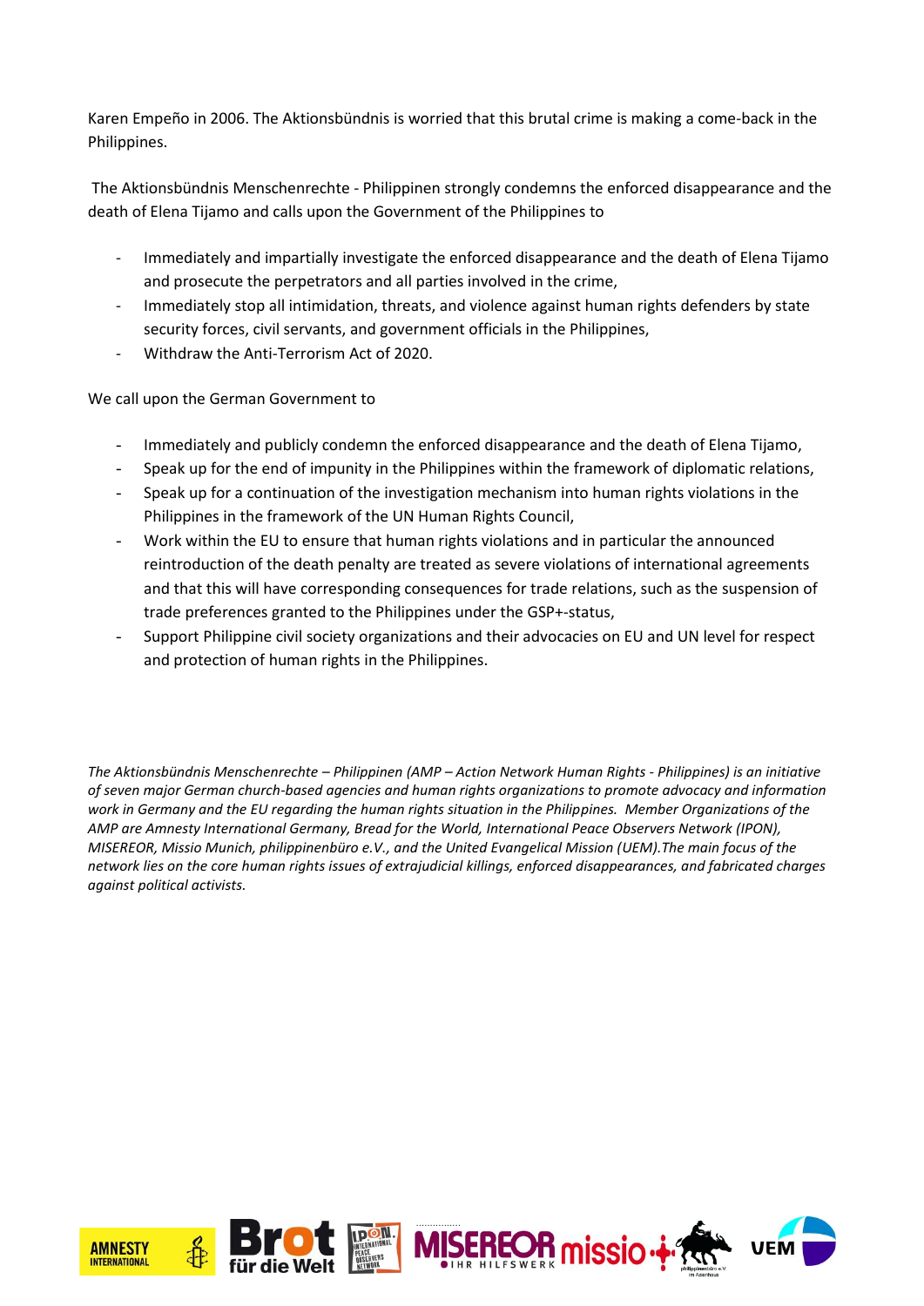Karen Empeño in 2006. The Aktionsbündnis is worried that this brutal crime is making a come-back in the Philippines.

The Aktionsbündnis Menschenrechte - Philippinen strongly condemns the enforced disappearance and the death of Elena Tijamo and calls upon the Government of the Philippines to

- Immediately and impartially investigate the enforced disappearance and the death of Elena Tijamo and prosecute the perpetrators and all parties involved in the crime,
- Immediately stop all intimidation, threats, and violence against human rights defenders by state security forces, civil servants, and government officials in the Philippines,
- Withdraw the Anti-Terrorism Act of 2020.

We call upon the German Government to

- Immediately and publicly condemn the enforced disappearance and the death of Elena Tijamo,
- Speak up for the end of impunity in the Philippines within the framework of diplomatic relations,
- Speak up for a continuation of the investigation mechanism into human rights violations in the Philippines in the framework of the UN Human Rights Council,
- Work within the EU to ensure that human rights violations and in particular the announced reintroduction of the death penalty are treated as severe violations of international agreements and that this will have corresponding consequences for trade relations, such as the suspension of trade preferences granted to the Philippines under the GSP+-status,
- Support Philippine civil society organizations and their advocacies on EU and UN level for respect and protection of human rights in the Philippines.

*The Aktionsbündnis Menschenrechte – Philippinen (AMP – Action Network Human Rights - Philippines) is an initiative of seven major German church-based agencies and human rights organizations to promote advocacy and information work in Germany and the EU regarding the human rights situation in the Philippines. Member Organizations of the AMP are Amnesty International Germany, Bread for the World, International Peace Observers Network (IPON), MISEREOR, Missio Munich, philippinenbüro e.V., and the United Evangelical Mission (UEM).The main focus of the network lies on the core human rights issues of extrajudicial killings, enforced disappearances, and fabricated charges against political activists.*